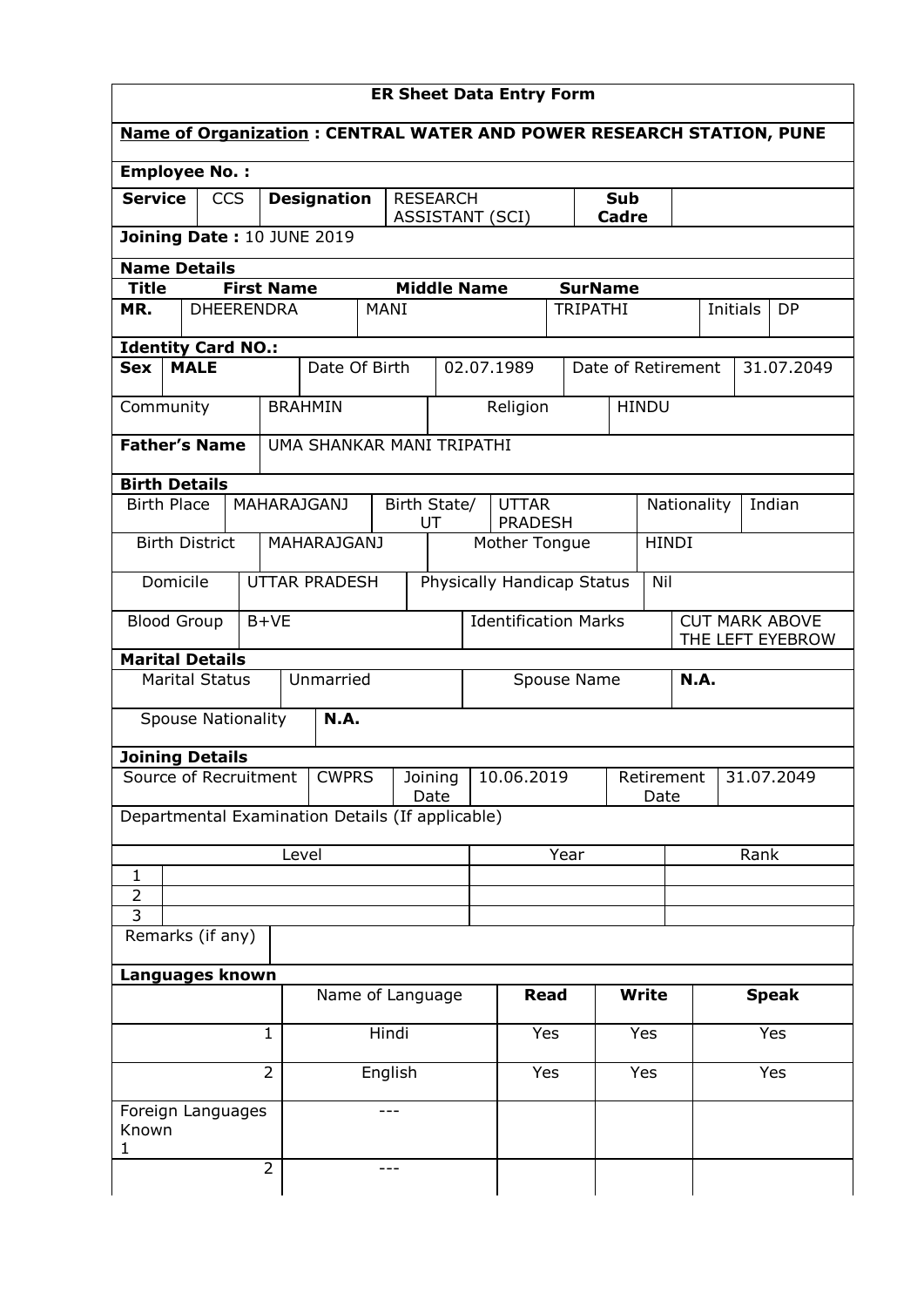# ER Sheet Data Entry Form

**Name of Organization : CENTRAL WATER AND POWER RESEARCH STATION, PUNE**

**Employee No. :**

| **Service** | CCS | **Designation** | RESEARCH ASSISTANT (SCI) | **Sub Cadre** | |
|---|---|---|---|---|---|

**Joining Date :** 10 JUNE 2019

**Name Details**

| **Title** | **First Name** | **Middle Name** | **SurName** | | |
|---|---|---|---|---|---|
| MR. | DHEERENDRA | MANI | TRIPATHI | Initials | DP |

**Identity Card NO.:**

| **Sex** | **MALE** | Date Of Birth | 02.07.1989 | Date of Retirement | 31.07.2049 |
|---|---|---|---|---|---|
| Community | BRAHMIN | Religion | HINDU | | |

| **Father's Name** | UMA SHANKAR MANI TRIPATHI |
|---|---|

**Birth Details**

| Birth Place | MAHARAJGANJ | Birth State/ UT | UTTAR PRADESH | Nationality | Indian |
|---|---|---|---|---|---|
| Birth District | MAHARAJGANJ | Mother Tongue | HINDI | | |
| Domicile | UTTAR PRADESH | Physically Handicap Status | Nil | | |
| Blood Group | B+VE | Identification Marks | CUT MARK ABOVE THE LEFT EYEBROW | | |

**Marital Details**

| Marital Status | Unmarried | Spouse Name | **N.A.** |
|---|---|---|---|
| Spouse Nationality | **N.A.** | | |

**Joining Details**

| Source of Recruitment | CWPRS | Joining Date | 10.06.2019 | Retirement Date | 31.07.2049 |
|---|---|---|---|---|---|

Departmental Examination Details (If applicable)

| | Level | Year | Rank |
|---|---|---|---|
| 1 | | | |
| 2 | | | |
| 3 | | | |

| Remarks (if any) | |
|---|---|

**Languages known**

| | Name of Language | **Read** | **Write** | **Speak** |
|---|---|---|---|---|
| 1 | Hindi | Yes | Yes | Yes |
| 2 | English | Yes | Yes | Yes |
| Foreign Languages Known 1 | --- | | | |
| 2 | --- | | | |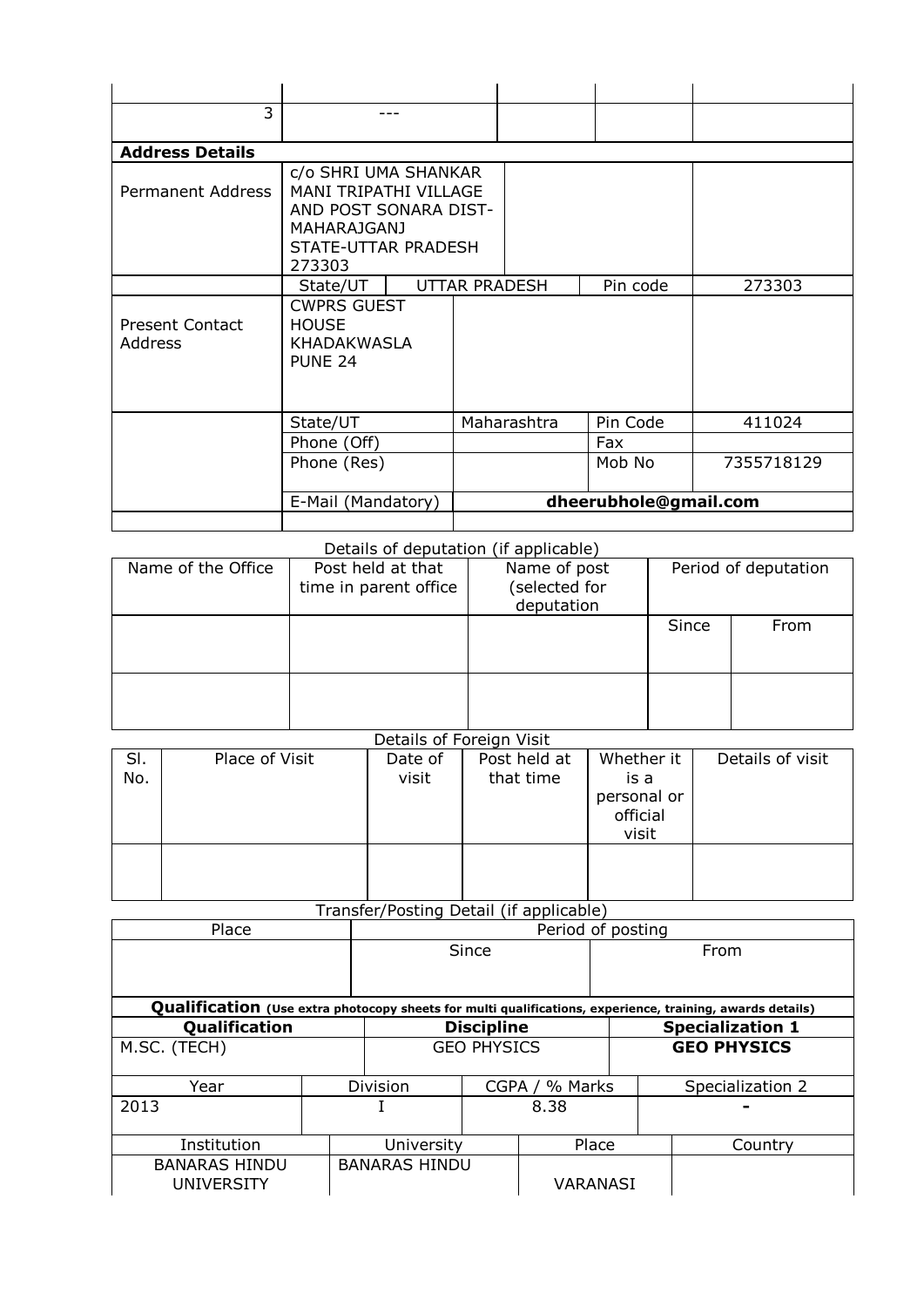| | | | | |
|---|---|---|---|---|
| 3 | --- | | | |

| **Address Details** | | | | |
|---|---|---|---|---|
| Permanent Address | c/o SHRI UMA SHANKAR MANI TRIPATHI VILLAGE AND POST SONARA DIST-MAHARAJGANJ STATE-UTTAR PRADESH 273303 | | | |
| | State/UT | UTTAR PRADESH | Pin code | 273303 |
| Present Contact Address | CWPRS GUEST HOUSE KHADAKWASLA PUNE 24 | | | |
| | State/UT | Maharashtra | Pin Code | 411024 |
| | Phone (Off) | | Fax | |
| | Phone (Res) | | Mob No | 7355718129 |
| | E-Mail (Mandatory) | **dheerubhole@gmail.com** | | |

Details of deputation (if applicable)

| Name of the Office | Post held at that time in parent office | Name of post (selected for deputation | Period of deputation | |
|---|---|---|---|---|
| | | | Since | From |
| | | | | |

Details of Foreign Visit

| Sl. No. | Place of Visit | Date of visit | Post held at that time | Whether it is a personal or official visit | Details of visit |
|---|---|---|---|---|---|
| | | | | | |

Transfer/Posting Detail (if applicable)

| Place | Period of posting | |
|---|---|---|
| | Since | From |

**Qualification** (Use extra photocopy sheets for multi qualifications, experience, training, awards details)

| **Qualification** | **Discipline** | **Specialization 1** |
|---|---|---|
| M.SC. (TECH) | GEO PHYSICS | **GEO PHYSICS** |

| Year | Division | CGPA / % Marks | Specialization 2 |
|---|---|---|---|
| 2013 | I | 8.38 | - |

| Institution | University | Place | Country |
|---|---|---|---|
| BANARAS HINDU UNIVERSITY | BANARAS HINDU | VARANASI | |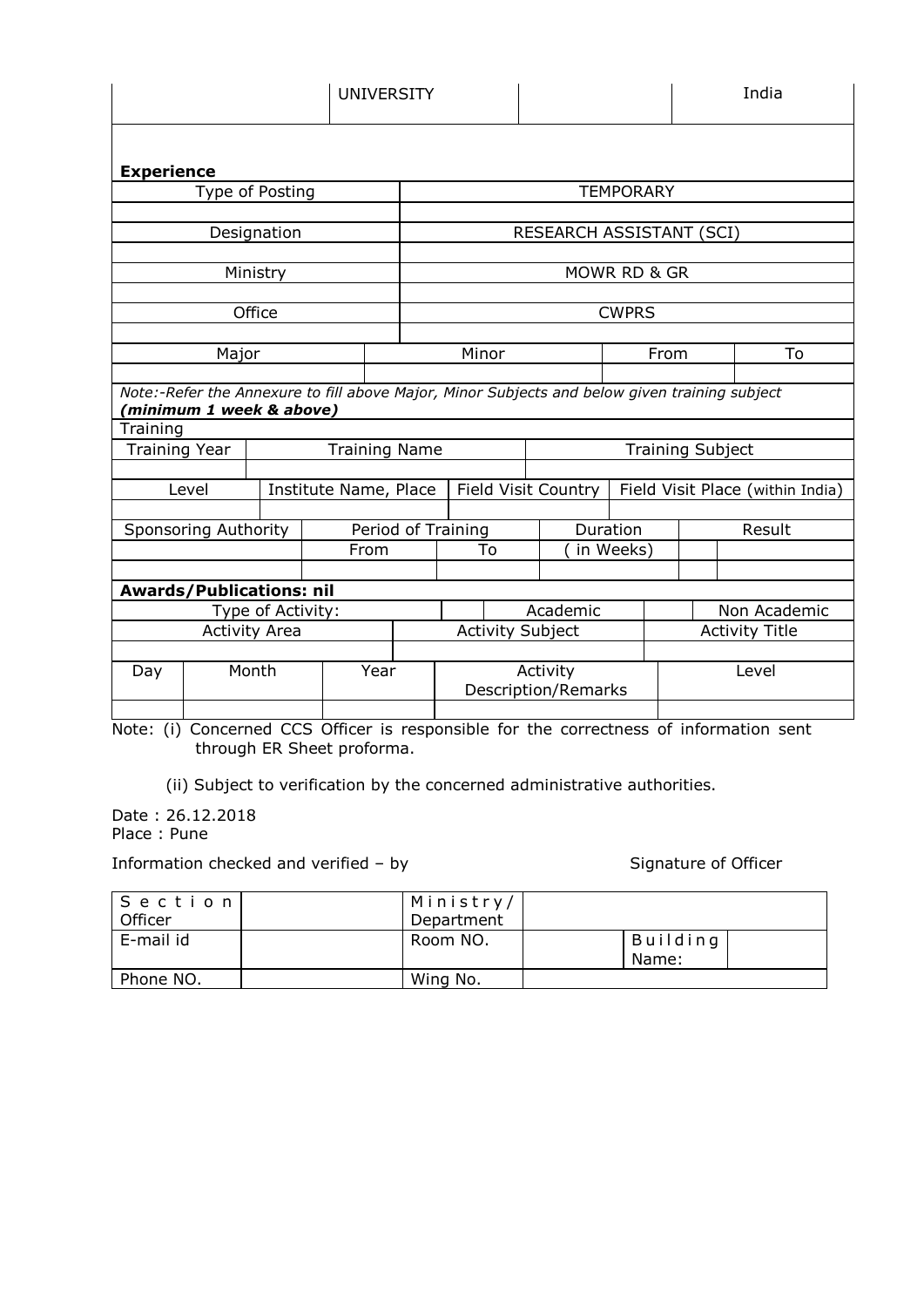| | | | |
|---|---|---|---|
| | UNIVERSITY | | India |

**Experience**

| | |
|---|---|
| Type of Posting | TEMPORARY |
| | |
| Designation | RESEARCH ASSISTANT (SCI) |
| | |
| Ministry | MOWR RD & GR |
| | |
| Office | CWPRS |
| | |

| Major | Minor | From | To |
|---|---|---|---|
| | | | |

*Note:-Refer the Annexure to fill above Major, Minor Subjects and below given training subject* ***(minimum 1 week & above)***

Training

| Training Year | Training Name | Training Subject |
|---|---|---|
| | | |

| Level | Institute Name, Place | Field Visit Country | Field Visit Place (within India) |
|---|---|---|---|
| | | | |

| Sponsoring Authority | Period of Training | | Duration | Result |
|---|---|---|---|---|
| | From | To | ( in Weeks) | |
| | | | | |

**Awards/Publications: nil**

| Type of Activity: | | Academic | | Non Academic |
|---|---|---|---|---|

| Activity Area | Activity Subject | Activity Title |
|---|---|---|
| | | |

| Day | Month | Year | Activity Description/Remarks | Level |
|---|---|---|---|---|
| | | | | |

Note: (i) Concerned CCS Officer is responsible for the correctness of information sent through ER Sheet proforma.

(ii) Subject to verification by the concerned administrative authorities.

Date : 26.12.2018
Place : Pune

Information checked and verified – by

Signature of Officer

| | | | | | |
|---|---|---|---|---|---|
| Section Officer | | Ministry/ Department | | | |
| E-mail id | | Room NO. | | Building Name: | |
| Phone NO. | | Wing No. | | | |